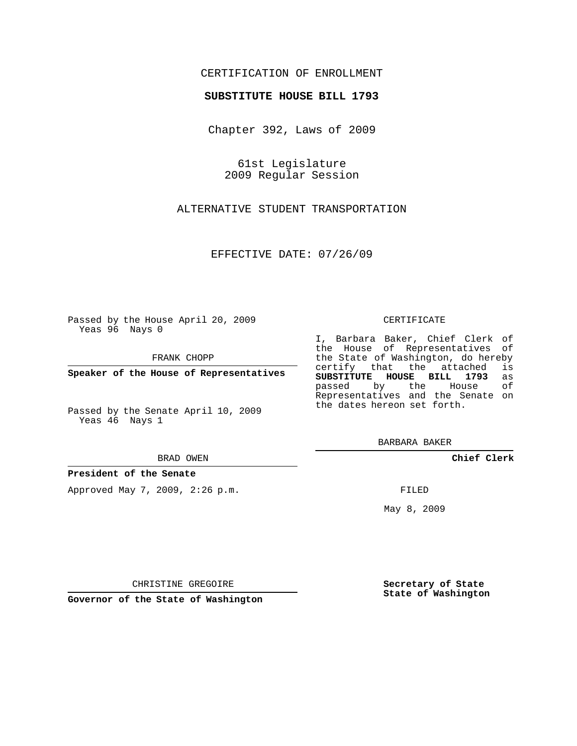CERTIFICATION OF ENROLLMENT

**SUBSTITUTE HOUSE BILL 1793**

Chapter 392, Laws of 2009

61st Legislature
2009 Regular Session

ALTERNATIVE STUDENT TRANSPORTATION

EFFECTIVE DATE: 07/26/09

Passed by the House April 20, 2009
Yeas 96 Nays 0

FRANK CHOPP

**Speaker of the House of Representatives**

Passed by the Senate April 10, 2009
Yeas 46 Nays 1

BRAD OWEN

**President of the Senate**

Approved May 7, 2009, 2:26 p.m.

CHRISTINE GREGOIRE

**Governor of the State of Washington**

CERTIFICATE

I, Barbara Baker, Chief Clerk of the House of Representatives of the State of Washington, do hereby certify that the attached is **SUBSTITUTE HOUSE BILL 1793** as passed by the House of Representatives and the Senate on the dates hereon set forth.

BARBARA BAKER

**Chief Clerk**

FILED

May 8, 2009

**Secretary of State**
**State of Washington**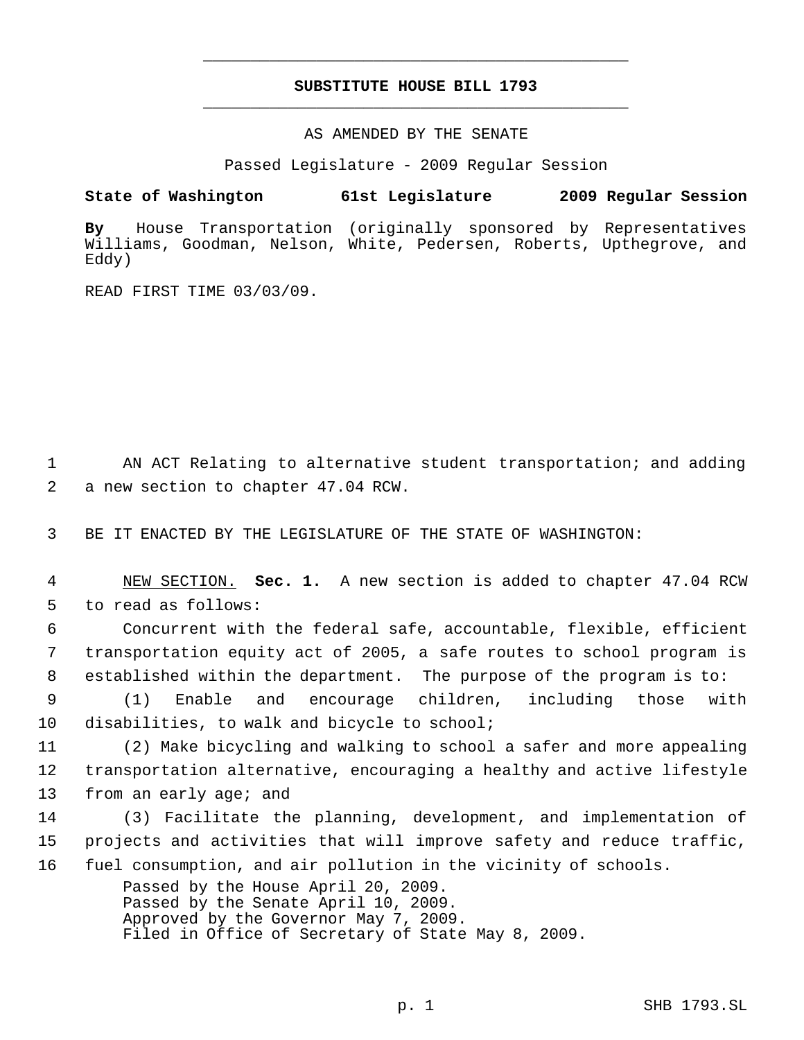# SUBSTITUTE HOUSE BILL 1793

AS AMENDED BY THE SENATE

Passed Legislature - 2009 Regular Session

**State of Washington 61st Legislature 2009 Regular Session**

**By** House Transportation (originally sponsored by Representatives Williams, Goodman, Nelson, White, Pedersen, Roberts, Upthegrove, and Eddy)

READ FIRST TIME 03/03/09.

AN ACT Relating to alternative student transportation; and adding a new section to chapter 47.04 RCW.

BE IT ENACTED BY THE LEGISLATURE OF THE STATE OF WASHINGTON:

NEW SECTION. **Sec. 1.** A new section is added to chapter 47.04 RCW to read as follows:

Concurrent with the federal safe, accountable, flexible, efficient transportation equity act of 2005, a safe routes to school program is established within the department. The purpose of the program is to:

(1) Enable and encourage children, including those with disabilities, to walk and bicycle to school;

(2) Make bicycling and walking to school a safer and more appealing transportation alternative, encouraging a healthy and active lifestyle from an early age; and

(3) Facilitate the planning, development, and implementation of projects and activities that will improve safety and reduce traffic, fuel consumption, and air pollution in the vicinity of schools.

Passed by the House April 20, 2009.
Passed by the Senate April 10, 2009.
Approved by the Governor May 7, 2009.
Filed in Office of Secretary of State May 8, 2009.